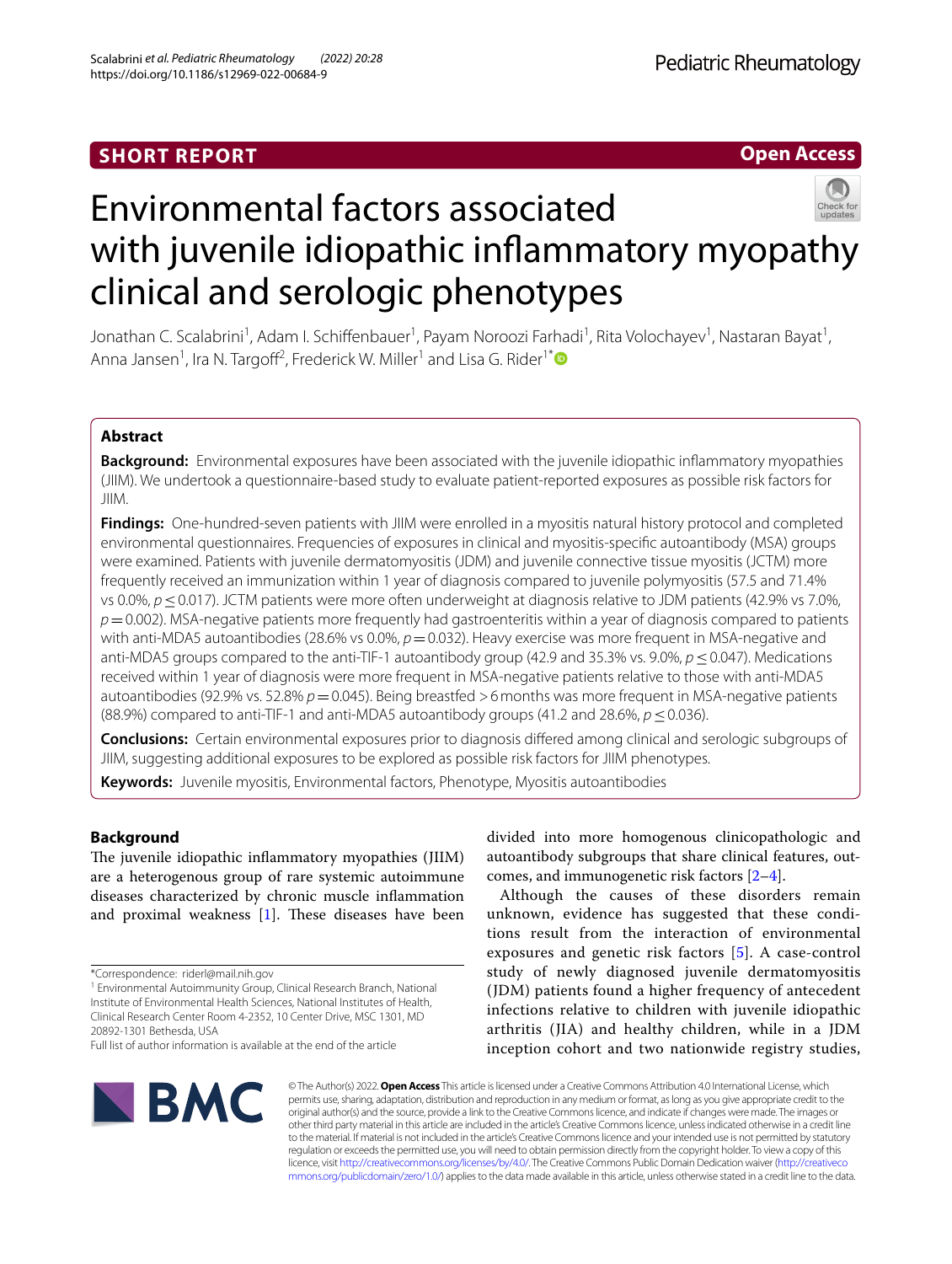SHORT REPORT

Open Access

# Environmental factors associated with juvenile idiopathic inflammatory myopathy clinical and serologic phenotypes

Jonathan C. Scalabrini[1], Adam I. Schiffenbauer[1], Payam Noroozi Farhadi[1], Rita Volochayev[1], Nastaran Bayat[1], Anna Jansen[1], Ira N. Targoff[2], Frederick W. Miller[1] and Lisa G. Rider[1*]

## Abstract

**Background:** Environmental exposures have been associated with the juvenile idiopathic inflammatory myopathies (JIIM). We undertook a questionnaire-based study to evaluate patient-reported exposures as possible risk factors for JIIM.

**Findings:** One-hundred-seven patients with JIIM were enrolled in a myositis natural history protocol and completed environmental questionnaires. Frequencies of exposures in clinical and myositis-specific autoantibody (MSA) groups were examined. Patients with juvenile dermatomyositis (JDM) and juvenile connective tissue myositis (JCTM) more frequently received an immunization within 1 year of diagnosis compared to juvenile polymyositis (57.5 and 71.4% vs 0.0%, $p \leq 0.017$). JCTM patients were more often underweight at diagnosis relative to JDM patients (42.9% vs 7.0%, $p = 0.002$). MSA-negative patients more frequently had gastroenteritis within a year of diagnosis compared to patients with anti-MDA5 autoantibodies (28.6% vs 0.0%, $p = 0.032$). Heavy exercise was more frequent in MSA-negative and anti-MDA5 groups compared to the anti-TIF-1 autoantibody group (42.9 and 35.3% vs. 9.0%, $p \leq 0.047$). Medications received within 1 year of diagnosis were more frequent in MSA-negative patients relative to those with anti-MDA5 autoantibodies (92.9% vs. 52.8% $p = 0.045$). Being breastfed > 6 months was more frequent in MSA-negative patients (88.9%) compared to anti-TIF-1 and anti-MDA5 autoantibody groups (41.2 and 28.6%, $p \leq 0.036$).

**Conclusions:** Certain environmental exposures prior to diagnosis differed among clinical and serologic subgroups of JIIM, suggesting additional exposures to be explored as possible risk factors for JIIM phenotypes.

**Keywords:** Juvenile myositis, Environmental factors, Phenotype, Myositis autoantibodies

## Background

The juvenile idiopathic inflammatory myopathies (JIIM) are a heterogenous group of rare systemic autoimmune diseases characterized by chronic muscle inflammation and proximal weakness [1]. These diseases have been divided into more homogenous clinicopathologic and autoantibody subgroups that share clinical features, outcomes, and immunogenetic risk factors [2–4].

Although the causes of these disorders remain unknown, evidence has suggested that these conditions result from the interaction of environmental exposures and genetic risk factors [5]. A case-control study of newly diagnosed juvenile dermatomyositis (JDM) patients found a higher frequency of antecedent infections relative to children with juvenile idiopathic arthritis (JIA) and healthy children, while in a JDM inception cohort and two nationwide registry studies,

*Correspondence: riderl@mail.nih.gov

[1] Environmental Autoimmunity Group, Clinical Research Branch, National Institute of Environmental Health Sciences, National Institutes of Health, Clinical Research Center Room 4-2352, 10 Center Drive, MSC 1301, MD 20892-1301 Bethesda, USA

Full list of author information is available at the end of the article

© The Author(s) 2022. **Open Access** This article is licensed under a Creative Commons Attribution 4.0 International License, which permits use, sharing, adaptation, distribution and reproduction in any medium or format, as long as you give appropriate credit to the original author(s) and the source, provide a link to the Creative Commons licence, and indicate if changes were made. The images or other third party material in this article are included in the article's Creative Commons licence, unless indicated otherwise in a credit line to the material. If material is not included in the article's Creative Commons licence and your intended use is not permitted by statutory regulation or exceeds the permitted use, you will need to obtain permission directly from the copyright holder. To view a copy of this licence, visit http://creativecommons.org/licenses/by/4.0/. The Creative Commons Public Domain Dedication waiver (http://creativecommons.org/publicdomain/zero/1.0/) applies to the data made available in this article, unless otherwise stated in a credit line to the data.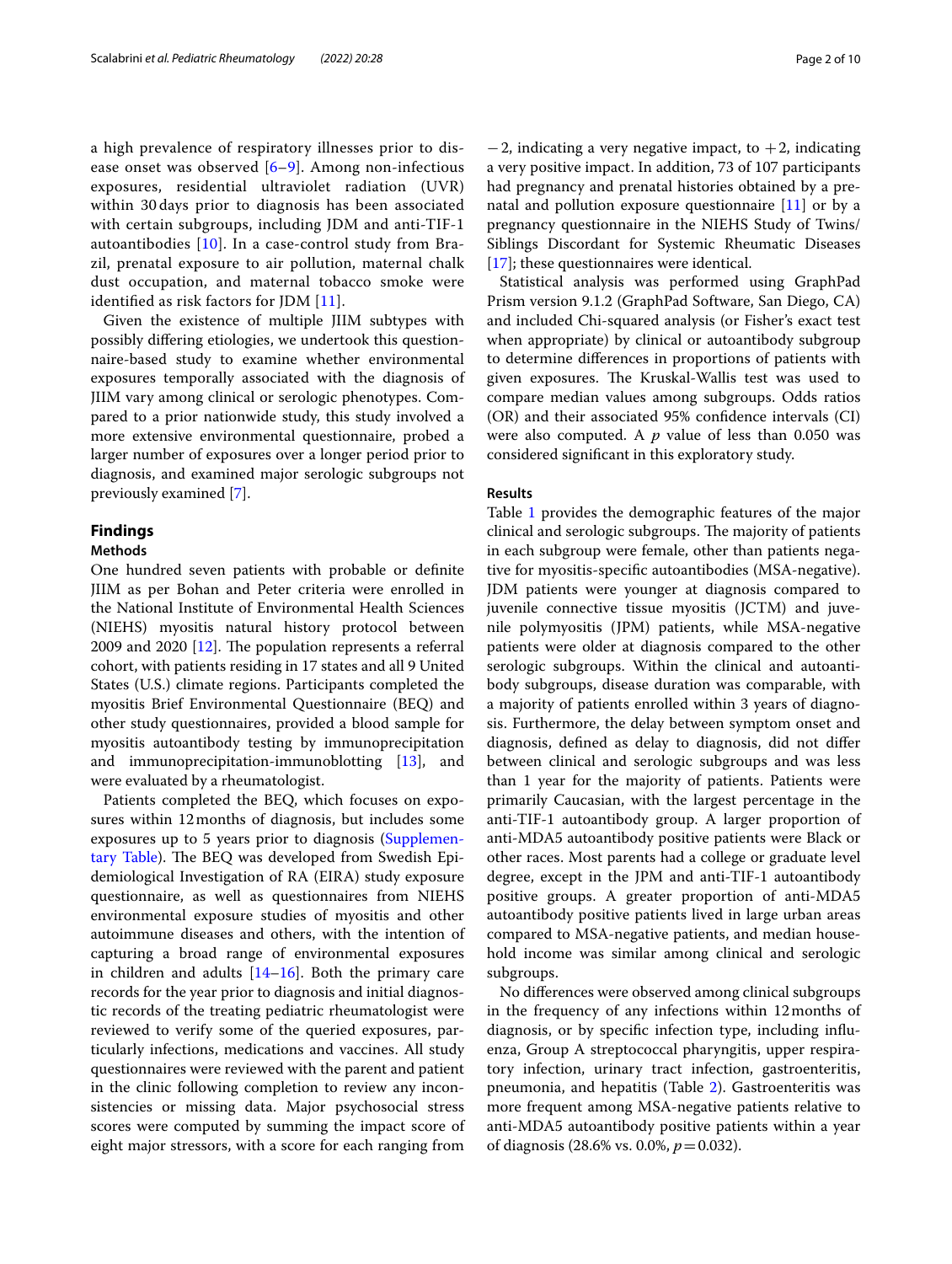a high prevalence of respiratory illnesses prior to disease onset was observed [6–9]. Among non-infectious exposures, residential ultraviolet radiation (UVR) within 30 days prior to diagnosis has been associated with certain subgroups, including JDM and anti-TIF-1 autoantibodies [10]. In a case-control study from Brazil, prenatal exposure to air pollution, maternal chalk dust occupation, and maternal tobacco smoke were identified as risk factors for JDM [11].

Given the existence of multiple JIIM subtypes with possibly differing etiologies, we undertook this questionnaire-based study to examine whether environmental exposures temporally associated with the diagnosis of JIIM vary among clinical or serologic phenotypes. Compared to a prior nationwide study, this study involved a more extensive environmental questionnaire, probed a larger number of exposures over a longer period prior to diagnosis, and examined major serologic subgroups not previously examined [7].

## Findings

### Methods

One hundred seven patients with probable or definite JIIM as per Bohan and Peter criteria were enrolled in the National Institute of Environmental Health Sciences (NIEHS) myositis natural history protocol between 2009 and 2020 [12]. The population represents a referral cohort, with patients residing in 17 states and all 9 United States (U.S.) climate regions. Participants completed the myositis Brief Environmental Questionnaire (BEQ) and other study questionnaires, provided a blood sample for myositis autoantibody testing by immunoprecipitation and immunoprecipitation-immunoblotting [13], and were evaluated by a rheumatologist.

Patients completed the BEQ, which focuses on exposures within 12 months of diagnosis, but includes some exposures up to 5 years prior to diagnosis (Supplementary Table). The BEQ was developed from Swedish Epidemiological Investigation of RA (EIRA) study exposure questionnaire, as well as questionnaires from NIEHS environmental exposure studies of myositis and other autoimmune diseases and others, with the intention of capturing a broad range of environmental exposures in children and adults [14–16]. Both the primary care records for the year prior to diagnosis and initial diagnostic records of the treating pediatric rheumatologist were reviewed to verify some of the queried exposures, particularly infections, medications and vaccines. All study questionnaires were reviewed with the parent and patient in the clinic following completion to review any inconsistencies or missing data. Major psychosocial stress scores were computed by summing the impact score of eight major stressors, with a score for each ranging from $-2$, indicating a very negative impact, to $+2$, indicating a very positive impact. In addition, 73 of 107 participants had pregnancy and prenatal histories obtained by a prenatal and pollution exposure questionnaire [11] or by a pregnancy questionnaire in the NIEHS Study of Twins/Siblings Discordant for Systemic Rheumatic Diseases [17]; these questionnaires were identical.

Statistical analysis was performed using GraphPad Prism version 9.1.2 (GraphPad Software, San Diego, CA) and included Chi-squared analysis (or Fisher's exact test when appropriate) by clinical or autoantibody subgroup to determine differences in proportions of patients with given exposures. The Kruskal-Wallis test was used to compare median values among subgroups. Odds ratios (OR) and their associated 95% confidence intervals (CI) were also computed. A $p$ value of less than 0.050 was considered significant in this exploratory study.

### Results

Table 1 provides the demographic features of the major clinical and serologic subgroups. The majority of patients in each subgroup were female, other than patients negative for myositis-specific autoantibodies (MSA-negative). JDM patients were younger at diagnosis compared to juvenile connective tissue myositis (JCTM) and juvenile polymyositis (JPM) patients, while MSA-negative patients were older at diagnosis compared to the other serologic subgroups. Within the clinical and autoantibody subgroups, disease duration was comparable, with a majority of patients enrolled within 3 years of diagnosis. Furthermore, the delay between symptom onset and diagnosis, defined as delay to diagnosis, did not differ between clinical and serologic subgroups and was less than 1 year for the majority of patients. Patients were primarily Caucasian, with the largest percentage in the anti-TIF-1 autoantibody group. A larger proportion of anti-MDA5 autoantibody positive patients were Black or other races. Most parents had a college or graduate level degree, except in the JPM and anti-TIF-1 autoantibody positive groups. A greater proportion of anti-MDA5 autoantibody positive patients lived in large urban areas compared to MSA-negative patients, and median household income was similar among clinical and serologic subgroups.

No differences were observed among clinical subgroups in the frequency of any infections within 12 months of diagnosis, or by specific infection type, including influenza, Group A streptococcal pharyngitis, upper respiratory infection, urinary tract infection, gastroenteritis, pneumonia, and hepatitis (Table 2). Gastroenteritis was more frequent among MSA-negative patients relative to anti-MDA5 autoantibody positive patients within a year of diagnosis (28.6% vs. 0.0%, $p = 0.032$).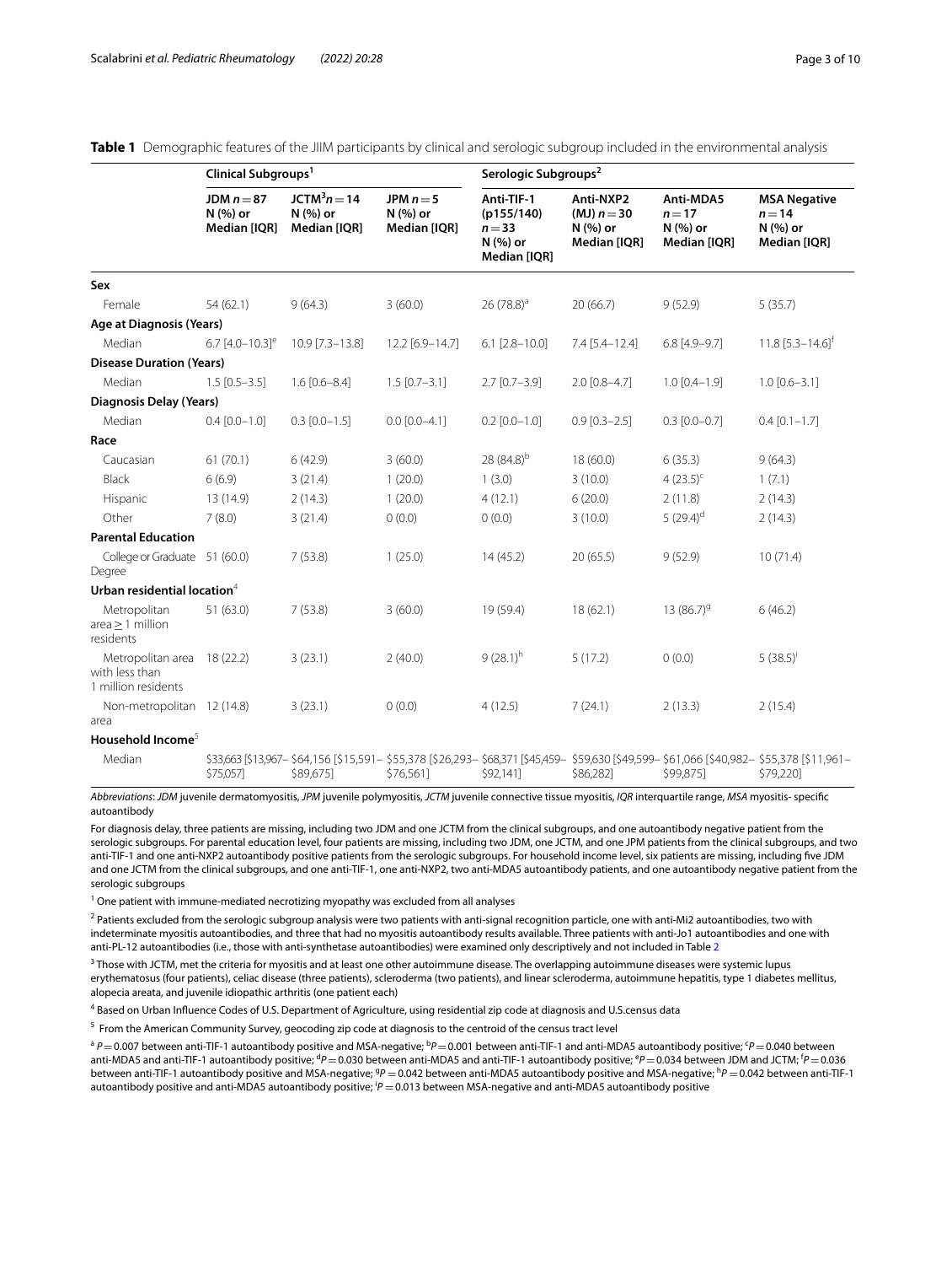**Table 1** Demographic features of the JIIM participants by clinical and serologic subgroup included in the environmental analysis

| | Clinical Subgroups[1] | | | Serologic Subgroups[2] | | | |
|---|---|---|---|---|---|---|---|
| | JDM $n = 87$ N (%) or Median [IQR] | JCTM[3] $n = 14$ N (%) or Median [IQR] | JPM $n = 5$ N (%) or Median [IQR] | Anti-TIF-1 (p155/140) $n = 33$ N (%) or Median [IQR] | Anti-NXP2 (MJ) $n = 30$ N (%) or Median [IQR] | Anti-MDA5 $n = 17$ N (%) or Median [IQR] | MSA Negative $n = 14$ N (%) or Median [IQR] |
| **Sex** | | | | | | | |
| Female | 54 (62.1) | 9 (64.3) | 3 (60.0) | 26 (78.8)[a] | 20 (66.7) | 9 (52.9) | 5 (35.7) |
| **Age at Diagnosis (Years)** | | | | | | | |
| Median | 6.7 [4.0–10.3][e] | 10.9 [7.3–13.8] | 12.2 [6.9–14.7] | 6.1 [2.8–10.0] | 7.4 [5.4–12.4] | 6.8 [4.9–9.7] | 11.8 [5.3–14.6][f] |
| **Disease Duration (Years)** | | | | | | | |
| Median | 1.5 [0.5–3.5] | 1.6 [0.6–8.4] | 1.5 [0.7–3.1] | 2.7 [0.7–3.9] | 2.0 [0.8–4.7] | 1.0 [0.4–1.9] | 1.0 [0.6–3.1] |
| **Diagnosis Delay (Years)** | | | | | | | |
| Median | 0.4 [0.0–1.0] | 0.3 [0.0–1.5] | 0.0 [0.0–4.1] | 0.2 [0.0–1.0] | 0.9 [0.3–2.5] | 0.3 [0.0–0.7] | 0.4 [0.1–1.7] |
| **Race** | | | | | | | |
| Caucasian | 61 (70.1) | 6 (42.9) | 3 (60.0) | 28 (84.8)[b] | 18 (60.0) | 6 (35.3) | 9 (64.3) |
| Black | 6 (6.9) | 3 (21.4) | 1 (20.0) | 1 (3.0) | 3 (10.0) | 4 (23.5)[c] | 1 (7.1) |
| Hispanic | 13 (14.9) | 2 (14.3) | 1 (20.0) | 4 (12.1) | 6 (20.0) | 2 (11.8) | 2 (14.3) |
| Other | 7 (8.0) | 3 (21.4) | 0 (0.0) | 0 (0.0) | 3 (10.0) | 5 (29.4)[d] | 2 (14.3) |
| **Parental Education** | | | | | | | |
| College or Graduate Degree | 51 (60.0) | 7 (53.8) | 1 (25.0) | 14 (45.2) | 20 (65.5) | 9 (52.9) | 10 (71.4) |
| **Urban residential location**[4] | | | | | | | |
| Metropolitan area ≥ 1 million residents | 51 (63.0) | 7 (53.8) | 3 (60.0) | 19 (59.4) | 18 (62.1) | 13 (86.7)[g] | 6 (46.2) |
| Metropolitan area with less than 1 million residents | 18 (22.2) | 3 (23.1) | 2 (40.0) | 9 (28.1)[h] | 5 (17.2) | 0 (0.0) | 5 (38.5)[i] |
| Non-metropolitan area | 12 (14.8) | 3 (23.1) | 0 (0.0) | 4 (12.5) | 7 (24.1) | 2 (13.3) | 2 (15.4) |
| **Household Income**[5] | | | | | | | |
| Median | $33,663 [$13,967–$75,057] | $64,156 [$15,591–$89,675] | $55,378 [$26,293–$76,561] | $68,371 [$45,459–$92,141] | $59,630 [$49,599–$86,282] | $61,066 [$40,982–$99,875] | $55,378 [$11,961–$79,220] |

*Abbreviations*: *JDM* juvenile dermatomyositis, *JPM* juvenile polymyositis, *JCTM* juvenile connective tissue myositis, *IQR* interquartile range, *MSA* myositis- specific autoantibody

For diagnosis delay, three patients are missing, including two JDM and one JCTM from the clinical subgroups, and one autoantibody negative patient from the serologic subgroups. For parental education level, four patients are missing, including two JDM, one JCTM, and one JPM patients from the clinical subgroups, and two anti-TIF-1 and one anti-NXP2 autoantibody positive patients from the serologic subgroups. For household income level, six patients are missing, including five JDM and one JCTM from the clinical subgroups, and one anti-TIF-1, one anti-NXP2, two anti-MDA5 autoantibody patients, and one autoantibody negative patient from the serologic subgroups

[1] One patient with immune-mediated necrotizing myopathy was excluded from all analyses

[2] Patients excluded from the serologic subgroup analysis were two patients with anti-signal recognition particle, one with anti-Mi2 autoantibodies, two with indeterminate myositis autoantibodies, and three that had no myositis autoantibody results available. Three patients with anti-Jo1 autoantibodies and one with anti-PL-12 autoantibodies (i.e., those with anti-synthetase autoantibodies) were examined only descriptively and not included in Table 2

[3] Those with JCTM, met the criteria for myositis and at least one other autoimmune disease. The overlapping autoimmune diseases were systemic lupus erythematosus (four patients), celiac disease (three patients), scleroderma (two patients), and linear scleroderma, autoimmune hepatitis, type 1 diabetes mellitus, alopecia areata, and juvenile idiopathic arthritis (one patient each)

[4] Based on Urban Influence Codes of U.S. Department of Agriculture, using residential zip code at diagnosis and U.S.census data

[5] From the American Community Survey, geocoding zip code at diagnosis to the centroid of the census tract level

[a] $P = 0.007$ between anti-TIF-1 autoantibody positive and MSA-negative; [b] $P = 0.001$ between anti-TIF-1 and anti-MDA5 autoantibody positive; [c] $P = 0.040$ between anti-MDA5 and anti-TIF-1 autoantibody positive; [d] $P = 0.030$ between anti-MDA5 and anti-TIF-1 autoantibody positive; [e] $P = 0.034$ between JDM and JCTM; [f] $P = 0.036$ between anti-TIF-1 autoantibody positive and MSA-negative; [g] $P = 0.042$ between anti-MDA5 autoantibody positive and MSA-negative; [h] $P = 0.042$ between anti-TIF-1 autoantibody positive and anti-MDA5 autoantibody positive; [i] $P = 0.013$ between MSA-negative and anti-MDA5 autoantibody positive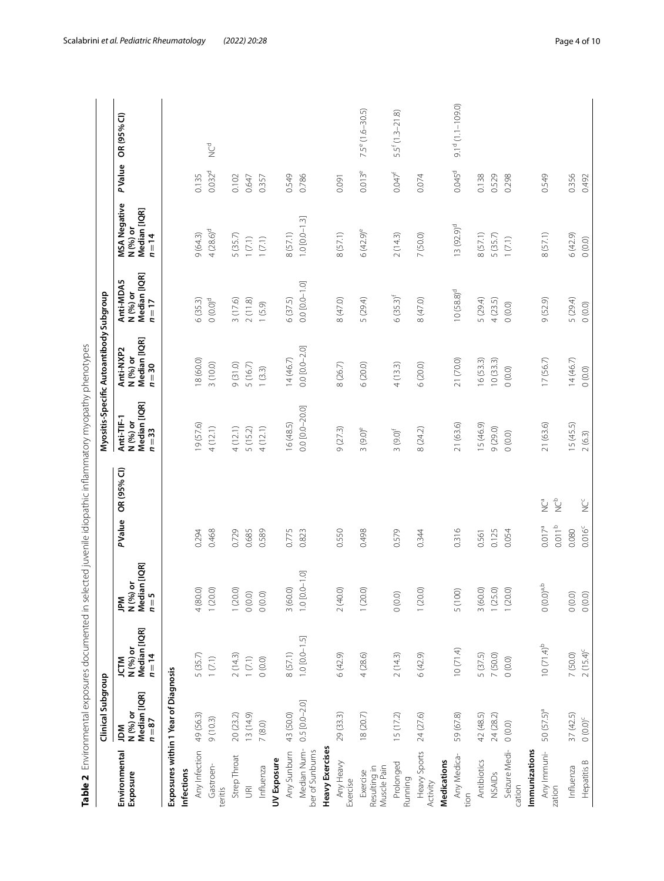**Table 2** Environmental exposures documented in selected juvenile idiopathic inflammatory myopathy phenotypes

| Environmental Exposure | Clinical Subgroup | | | | | Myositis-Specific Autoantibody Subgroup | | | | | |
|---|---|---|---|---|---|---|---|---|---|---|---|
| | JDM N (%) or Median [IQR] n = 87 | JCTM N (%) or Median [IQR] n = 14 | JPM N (%) or Median [IQR] n = 5 | P Value | OR (95% CI) | Anti-TIF-1 N (%) or Median [IQR] n = 33 | Anti-NXP2 N (%) or Median [IQR] n = 30 | Anti-MDA5 N (%) or Median [IQR] n = 17 | MSA Negative N (%) or Median [IQR] n = 14 | P Value | OR (95% CI) |
| **Exposures within 1 Year of Diagnosis** | | | | | | | | | | | |
| **Infections** | | | | | | | | | | | |
| Any Infection | 49 (56.3) | 5 (35.7) | 4 (80.0) | 0.294 | | 19 (57.6) | 18 (60.0) | 6 (35.3) | 9 (64.3) | 0.135 | |
| Gastroenteritis | 9 (10.3) | 1 (7.1) | 1 (20.0) | 0.468 | | 4 (12.1) | 3 (10.0) | 0 (0.0)[d] | 4 (28.6)[d] | 0.032[d] | NC[d] |
| Strep Throat | 20 (23.2) | 2 (14.3) | 1 (20.0) | 0.729 | | 4 (12.1) | 9 (31.0) | 3 (17.6) | 5 (35.7) | 0.102 | |
| URI | 13 (14.9) | 1 (7.1) | 0 (0.0) | 0.685 | | 5 (15.2) | 5 (16.7) | 2 (11.8) | 1 (7.1) | 0.647 | |
| Influenza | 7 (8.0) | 0 (0.0) | 0 (0.0) | 0.589 | | 4 (12.1) | 1 (3.3) | 1 (5.9) | 1 (7.1) | 0.357 | |
| **UV Exposure** | | | | | | | | | | | |
| Any Sunburn | 43 (50.0) | 8 (57.1) | 3 (60.0) | 0.775 | | 16 (48.5) | 14 (46.7) | 6 (37.5) | 8 (57.1) | 0.549 | |
| Median Number of Sunburns | 0.5 [0.0–2.0] | 1.0 [0.0–1.5] | 1.0 [0.0–1.0] | 0.823 | | 0.0 [0.0–20.0] | 0.0 [0.0–2.0] | 0.0 [0.0–1.0] | 1.0 [0.0–1.3] | 0.786 | |
| **Heavy Exercises** | | | | | | | | | | | |
| Any Heavy Exercise | 29 (33.3) | 6 (42.9) | 2 (40.0) | 0.550 | | 9 (27.3) | 8 (26.7) | 8 (47.0) | 8 (57.1) | 0.091 | |
| Exercise Resulting in Muscle Pain | 18 (20.7) | 4 (28.6) | 1 (20.0) | 0.498 | | 3 (9.0)[e] | 6 (20.0) | 5 (29.4) | 6 (42.9)[e] | 0.013[e] | 7.5[e] (1.6–30.5) |
| Prolonged Running | 15 (17.2) | 2 (14.3) | 0 (0.0) | 0.579 | | 3 (9.0)[f] | 4 (13.3) | 6 (35.3)[f] | 2 (14.3) | 0.047[f] | 5.5[f] (1.3–21.8) |
| Heavy Sports Activity | 24 (27.6) | 6 (42.9) | 1 (20.0) | 0.344 | | 8 (24.2) | 6 (20.0) | 8 (47.0) | 7 (50.0) | 0.074 | |
| **Medications** | | | | | | | | | | | |
| Any Medication | 59 (67.8) | 10 (71.4) | 5 (100) | 0.316 | | 21 (63.6) | 21 (70.0) | 10 (58.8)[d] | 13 (92.9)[d] | 0.045[d] | 9.1[d] (1.1–109.0) |
| Antibiotics | 42 (48.5) | 5 (37.5) | 3 (60.0) | 0.561 | | 15 (46.9) | 16 (53.3) | 5 (29.4) | 8 (57.1) | 0.138 | |
| NSAIDs | 24 (28.2) | 7 (50.0) | 1 (25.0) | 0.125 | | 9 (29.0) | 10 (33.3) | 4 (23.5) | 5 (35.7) | 0.529 | |
| Seizure Medication | 0 (0.0) | 0 (0.0) | 1 (20.0) | 0.054 | | 0 (0.0) | 0 (0.0) | 0 (0.0) | 1 (7.1) | 0.298 | |
| **Immunizations** | | | | | | | | | | | |
| Any Immunization | 50 (57.5)[a] | 10 (71.4)[b] | 0 (0.0)[a,b] | 0.017[a] 0.011[b] | NC[a] NC[b] | 21 (63.6) | 17 (56.7) | 9 (52.9) | 8 (57.1) | 0.549 | |
| Influenza | 37 (42.5) | 7 (50.0) | 0 (0.0) | 0.080 | | 15 (45.5) | 14 (46.7) | 5 (29.4) | 6 (42.9) | 0.356 | |
| Hepatitis B | 0 (0.0)[c] | 2 (15.4)[c] | 0 (0.0) | 0.016[c] | NC[c] | 2 (6.3) | 0 (0.0) | 0 (0.0) | 0 (0.0) | 0.492 | |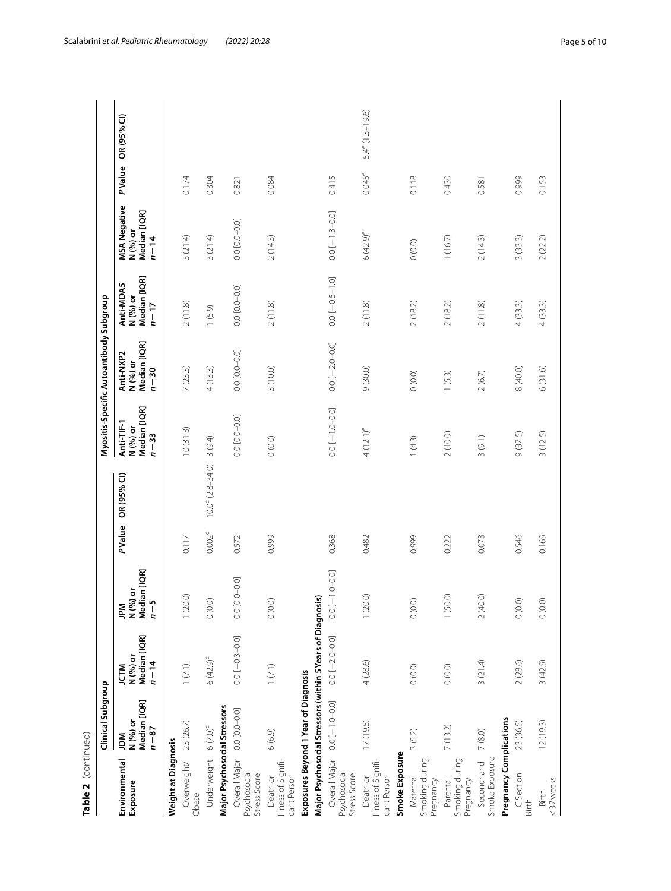**Table 2** (continued)

| Environmental Exposure | Clinical Subgroup | | | | | Myositis-Specific Autoantibody Subgroup | | | | | |
|---|---|---|---|---|---|---|---|---|---|---|---|
| | JDM N (%) or Median [IQR] n = 87 | JCTM N (%) or Median [IQR] n = 14 | JPM N (%) or Median [IQR] n = 5 | P Value | OR (95% CI) | Anti-TIF-1 N (%) or Median [IQR] n = 33 | Anti-NXP2 N (%) or Median [IQR] n = 30 | Anti-MDA5 N (%) or Median [IQR] n = 17 | MSA Negative N (%) or Median [IQR] n = 14 | P Value | OR (95% CI) |
| **Weight at Diagnosis** | | | | | | | | | | | |
| Overweight/ Obese | 23 (26.7) | 1 (7.1) | 1 (20.0) | 0.117 | | 10 (31.3) | 7 (23.3) | 2 (11.8) | 3 (21.4) | 0.174 | |
| Underweight | 6 (7.0)[c] | 6 (42.9)[c] | 0 (0.0) | 0.002[c] | 10.0[c] (2.8–34.0) | 3 (9.4) | 4 (13.3) | 1 (5.9) | 3 (21.4) | 0.304 | |
| **Major Psychosocial Stressors** | | | | | | | | | | | |
| Overall Major Psychosocial Stress Score | 0.0 [0.0–0.0] | 0.0 [−0.3–0.0] | 0.0 [0.0–0.0] | 0.572 | | 0.0 [0.0–0.0] | 0.0 [0.0–0.0] | 0.0 [0.0–0.0] | 0.0 [0.0–0.0] | 0.821 | |
| Death or Illness of Significant Person | 6 (6.9) | 1 (7.1) | 0 (0.0) | 0.999 | | 0 (0.0) | 3 (10.0) | 2 (11.8) | 2 (14.3) | 0.084 | |
| **Exposures Beyond 1 Year of Diagnosis** | | | | | | | | | | | |
| **Major Psychosocial Stressors (within 5 Years of Diagnosis)** | | | | | | | | | | | |
| Overall Major Psychosocial Stress Score | 0.0 [−1.0–0.0] | 0.0 [−2.0–0.0] | 0.0 [−1.0–0.0] | 0.368 | | 0.0 [−1.0–0.0] | 0.0 [−2.0–0.0] | 0.0 [−0.5–1.0] | 0.0 [−1.3–0.0] | 0.415 | |
| Death or Illness of Significant Person | 17 (19.5) | 4 (28.6) | 1 (20.0) | 0.482 | | 4 (12.1)[e] | 9 (30.0) | 2 (11.8) | 6 (42.9)[e] | 0.045[e] | 5.4[e] (1.3–19.6) |
| **Smoke Exposure** | | | | | | | | | | | |
| Maternal Smoking during Pregnancy | 3 (5.2) | 0 (0.0) | 0 (0.0) | 0.999 | | 1 (4.3) | 0 (0.0) | 2 (18.2) | 0 (0.0) | 0.118 | |
| Parental Smoking during Pregnancy | 7 (13.2) | 0 (0.0) | 1 (50.0) | 0.222 | | 2 (10.0) | 1 (5.3) | 2 (18.2) | 1 (16.7) | 0.430 | |
| Secondhand Smoke Exposure | 7 (8.0) | 3 (21.4) | 2 (40.0) | 0.073 | | 3 (9.1) | 2 (6.7) | 2 (11.8) | 2 (14.3) | 0.581 | |
| **Pregnancy Complications** | | | | | | | | | | | |
| C Section Birth | 23 (36.5) | 2 (28.6) | 0 (0.0) | 0.546 | | 9 (37.5) | 8 (40.0) | 4 (33.3) | 3 (33.3) | 0.999 | |
| Birth < 37 weeks | 12 (19.3) | 3 (42.9) | 0 (0.0) | 0.169 | | 3 (12.5) | 6 (31.6) | 4 (33.3) | 2 (22.2) | 0.153 | |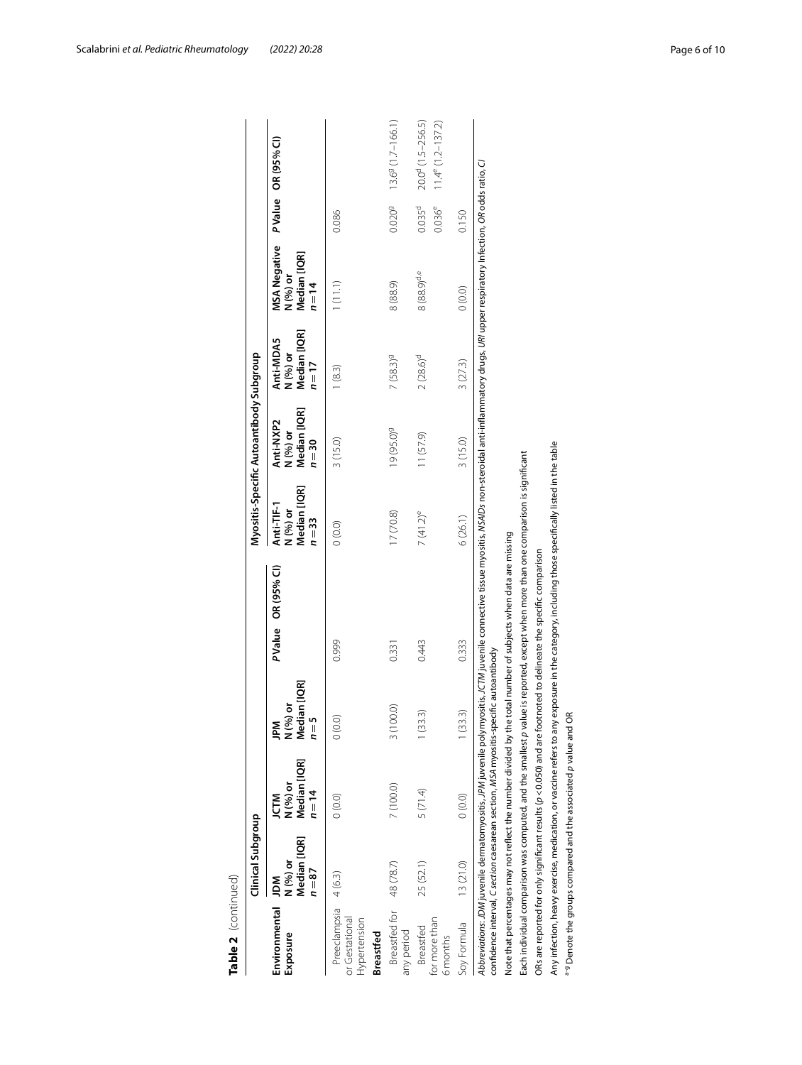**Table 2** (continued)

| Environmental Exposure | Clinical Subgroup | | | | | Myositis-Specific Autoantibody Subgroup | | | | | |
|---|---|---|---|---|---|---|---|---|---|---|---|
| | JDM N (%) or Median [IQR] $n=87$ | JCTM N (%) or Median [IQR] $n=14$ | JPM N (%) or Median [IQR] $n=5$ | P Value | OR (95% CI) | Anti-TIF-1 N (%) or Median [IQR] $n=33$ | Anti-NXP2 N (%) or Median [IQR] $n=30$ | Anti-MDA5 N (%) or Median [IQR] $n=17$ | MSA Negative N (%) or Median [IQR] $n=14$ | P Value | OR (95% CI) |
| Preeclampsia or Gestational Hypertension | 4 (6.3) | 0 (0.0) | 0 (0.0) | 0.999 | | 0 (0.0) | 3 (15.0) | 1 (8.3) | 1 (11.1) | 0.086 | |
| **Breastfed** | | | | | | | | | | | |
| Breastfed for any period | 48 (78.7) | 7 (100.0) | 3 (100.0) | 0.331 | | 17 (70.8) | 19 (95.0)[g] | 7 (58.3)[g] | 8 (88.9) | 0.020[g] | 13.6[g] (1.7–166.1) |
| Breastfed for more than 6 months | 25 (52.1) | 5 (71.4) | 1 (33.3) | 0.443 | | 7 (41.2)[e] | 11 (57.9) | 2 (28.6)[d] | 8 (88.9)[d,e] | 0.035[d]<br>0.036[e] | 20.0[d] (1.5–256.5)<br>11.4[e] (1.2–137.2) |
| Soy Formula | 13 (21.0) | 0 (0.0) | 1 (33.3) | 0.333 | | 6 (26.1) | 3 (15.0) | 3 (27.3) | 0 (0.0) | 0.150 | |

*Abbreviations*: *JDM* juvenile dermatomyositis, *JPM* juvenile polymyositis, *JCTM* juvenile connective tissue myositis, *NSAIDs* non-steroidal anti-inflammatory drugs, *URI* upper respiratory infection, *OR* odds ratio, *CI* confidence interval, *C section* caesarean section, *MSA* myositis-specific autoantibody

Note that percentages may not reflect the number divided by the total number of subjects when data are missing

Each individual comparison was computed, and the smallest *p* value is reported, except when more than one comparison is significant

ORs are reported for only significant results (*p* <0.050) and are footnoted to delineate the specific comparison

Any infection, heavy exercise, medication, or vaccine refers to any exposure in the category, including those specifically listed in the table

[a–g] Denote the groups compared and the associated *p* value and OR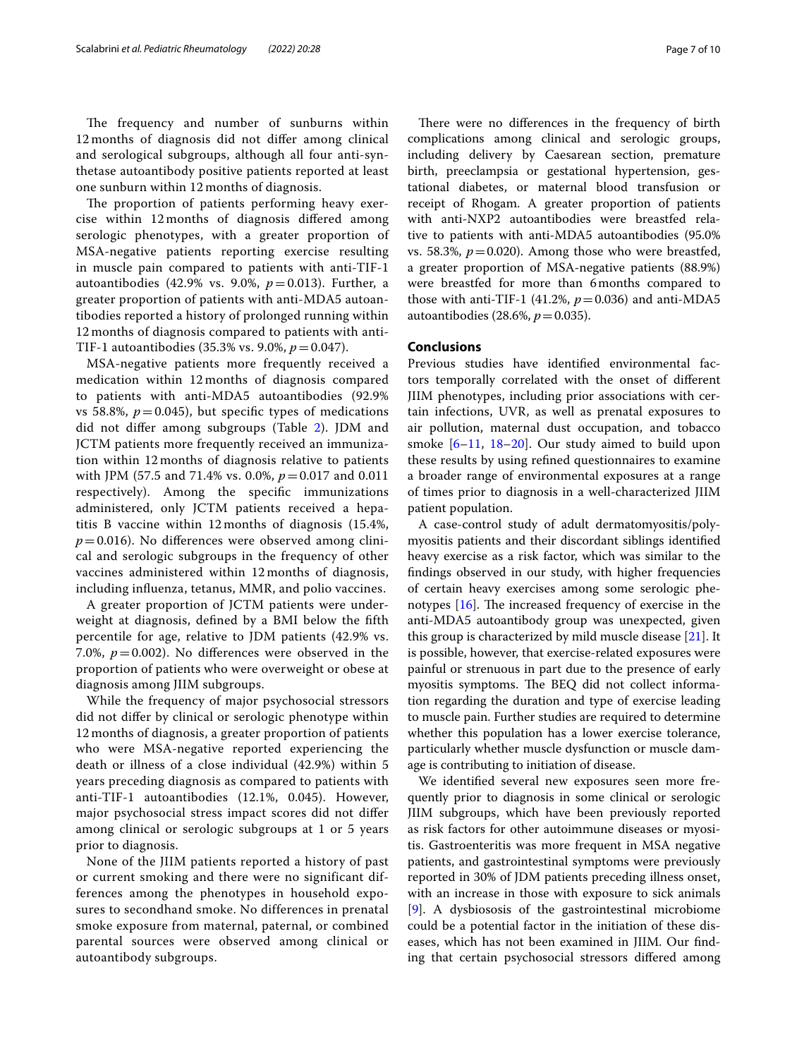The frequency and number of sunburns within 12 months of diagnosis did not differ among clinical and serological subgroups, although all four anti-synthetase autoantibody positive patients reported at least one sunburn within 12 months of diagnosis.

The proportion of patients performing heavy exercise within 12 months of diagnosis differed among serologic phenotypes, with a greater proportion of MSA-negative patients reporting exercise resulting in muscle pain compared to patients with anti-TIF-1 autoantibodies (42.9% vs. 9.0%, $p = 0.013$). Further, a greater proportion of patients with anti-MDA5 autoantibodies reported a history of prolonged running within 12 months of diagnosis compared to patients with anti-TIF-1 autoantibodies (35.3% vs. 9.0%, $p = 0.047$).

MSA-negative patients more frequently received a medication within 12 months of diagnosis compared to patients with anti-MDA5 autoantibodies (92.9% vs 58.8%, $p = 0.045$), but specific types of medications did not differ among subgroups (Table 2). JDM and JCTM patients more frequently received an immunization within 12 months of diagnosis relative to patients with JPM (57.5 and 71.4% vs. 0.0%, $p = 0.017$ and 0.011 respectively). Among the specific immunizations administered, only JCTM patients received a hepatitis B vaccine within 12 months of diagnosis (15.4%, $p = 0.016$). No differences were observed among clinical and serologic subgroups in the frequency of other vaccines administered within 12 months of diagnosis, including influenza, tetanus, MMR, and polio vaccines.

A greater proportion of JCTM patients were underweight at diagnosis, defined by a BMI below the fifth percentile for age, relative to JDM patients (42.9% vs. 7.0%, $p = 0.002$). No differences were observed in the proportion of patients who were overweight or obese at diagnosis among JIIM subgroups.

While the frequency of major psychosocial stressors did not differ by clinical or serologic phenotype within 12 months of diagnosis, a greater proportion of patients who were MSA-negative reported experiencing the death or illness of a close individual (42.9%) within 5 years preceding diagnosis as compared to patients with anti-TIF-1 autoantibodies (12.1%, 0.045). However, major psychosocial stress impact scores did not differ among clinical or serologic subgroups at 1 or 5 years prior to diagnosis.

None of the JIIM patients reported a history of past or current smoking and there were no significant differences among the phenotypes in household exposures to secondhand smoke. No differences in prenatal smoke exposure from maternal, paternal, or combined parental sources were observed among clinical or autoantibody subgroups.

There were no differences in the frequency of birth complications among clinical and serologic groups, including delivery by Caesarean section, premature birth, preeclampsia or gestational hypertension, gestational diabetes, or maternal blood transfusion or receipt of Rhogam. A greater proportion of patients with anti-NXP2 autoantibodies were breastfed relative to patients with anti-MDA5 autoantibodies (95.0% vs. 58.3%, $p = 0.020$). Among those who were breastfed, a greater proportion of MSA-negative patients (88.9%) were breastfed for more than 6 months compared to those with anti-TIF-1 (41.2%, $p = 0.036$) and anti-MDA5 autoantibodies (28.6%, $p = 0.035$).

## Conclusions

Previous studies have identified environmental factors temporally correlated with the onset of different JIIM phenotypes, including prior associations with certain infections, UVR, as well as prenatal exposures to air pollution, maternal dust occupation, and tobacco smoke [6–11, 18–20]. Our study aimed to build upon these results by using refined questionnaires to examine a broader range of environmental exposures at a range of times prior to diagnosis in a well-characterized JIIM patient population.

A case-control study of adult dermatomyositis/polymyositis patients and their discordant siblings identified heavy exercise as a risk factor, which was similar to the findings observed in our study, with higher frequencies of certain heavy exercises among some serologic phenotypes [16]. The increased frequency of exercise in the anti-MDA5 autoantibody group was unexpected, given this group is characterized by mild muscle disease [21]. It is possible, however, that exercise-related exposures were painful or strenuous in part due to the presence of early myositis symptoms. The BEQ did not collect information regarding the duration and type of exercise leading to muscle pain. Further studies are required to determine whether this population has a lower exercise tolerance, particularly whether muscle dysfunction or muscle damage is contributing to initiation of disease.

We identified several new exposures seen more frequently prior to diagnosis in some clinical or serologic JIIM subgroups, which have been previously reported as risk factors for other autoimmune diseases or myositis. Gastroenteritis was more frequent in MSA negative patients, and gastrointestinal symptoms were previously reported in 30% of JDM patients preceding illness onset, with an increase in those with exposure to sick animals [9]. A dysbiosis of the gastrointestinal microbiome could be a potential factor in the initiation of these diseases, which has not been examined in JIIM. Our finding that certain psychosocial stressors differed among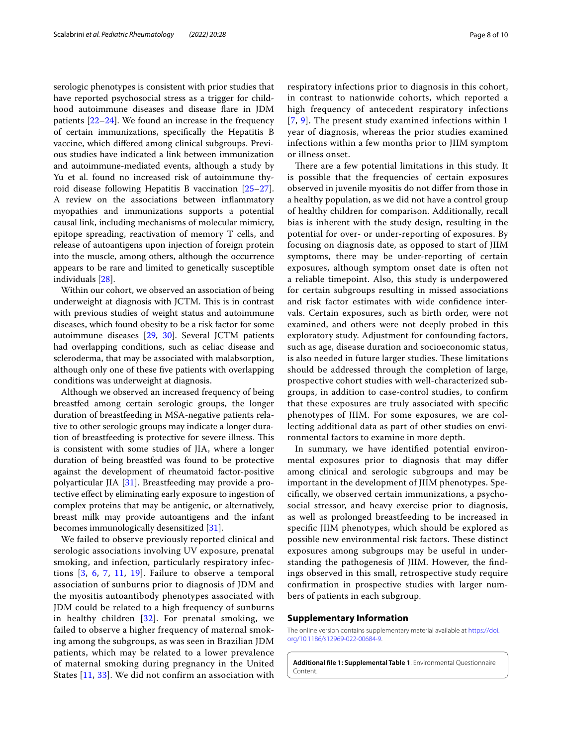serologic phenotypes is consistent with prior studies that have reported psychosocial stress as a trigger for childhood autoimmune diseases and disease flare in JDM patients [22–24]. We found an increase in the frequency of certain immunizations, specifically the Hepatitis B vaccine, which differed among clinical subgroups. Previous studies have indicated a link between immunization and autoimmune-mediated events, although a study by Yu et al. found no increased risk of autoimmune thyroid disease following Hepatitis B vaccination [25–27]. A review on the associations between inflammatory myopathies and immunizations supports a potential causal link, including mechanisms of molecular mimicry, epitope spreading, reactivation of memory T cells, and release of autoantigens upon injection of foreign protein into the muscle, among others, although the occurrence appears to be rare and limited to genetically susceptible individuals [28].

Within our cohort, we observed an association of being underweight at diagnosis with JCTM. This is in contrast with previous studies of weight status and autoimmune diseases, which found obesity to be a risk factor for some autoimmune diseases [29, 30]. Several JCTM patients had overlapping conditions, such as celiac disease and scleroderma, that may be associated with malabsorption, although only one of these five patients with overlapping conditions was underweight at diagnosis.

Although we observed an increased frequency of being breastfed among certain serologic groups, the longer duration of breastfeeding in MSA-negative patients relative to other serologic groups may indicate a longer duration of breastfeeding is protective for severe illness. This is consistent with some studies of JIA, where a longer duration of being breastfed was found to be protective against the development of rheumatoid factor-positive polyarticular JIA [31]. Breastfeeding may provide a protective effect by eliminating early exposure to ingestion of complex proteins that may be antigenic, or alternatively, breast milk may provide autoantigens and the infant becomes immunologically desensitized [31].

We failed to observe previously reported clinical and serologic associations involving UV exposure, prenatal smoking, and infection, particularly respiratory infections [3, 6, 7, 11, 19]. Failure to observe a temporal association of sunburns prior to diagnosis of JDM and the myositis autoantibody phenotypes associated with JDM could be related to a high frequency of sunburns in healthy children [32]. For prenatal smoking, we failed to observe a higher frequency of maternal smoking among the subgroups, as was seen in Brazilian JDM patients, which may be related to a lower prevalence of maternal smoking during pregnancy in the United States [11, 33]. We did not confirm an association with respiratory infections prior to diagnosis in this cohort, in contrast to nationwide cohorts, which reported a high frequency of antecedent respiratory infections [7, 9]. The present study examined infections within 1 year of diagnosis, whereas the prior studies examined infections within a few months prior to JIIM symptom or illness onset.

There are a few potential limitations in this study. It is possible that the frequencies of certain exposures observed in juvenile myositis do not differ from those in a healthy population, as we did not have a control group of healthy children for comparison. Additionally, recall bias is inherent with the study design, resulting in the potential for over- or under-reporting of exposures. By focusing on diagnosis date, as opposed to start of JIIM symptoms, there may be under-reporting of certain exposures, although symptom onset date is often not a reliable timepoint. Also, this study is underpowered for certain subgroups resulting in missed associations and risk factor estimates with wide confidence intervals. Certain exposures, such as birth order, were not examined, and others were not deeply probed in this exploratory study. Adjustment for confounding factors, such as age, disease duration and socioeconomic status, is also needed in future larger studies. These limitations should be addressed through the completion of large, prospective cohort studies with well-characterized subgroups, in addition to case-control studies, to confirm that these exposures are truly associated with specific phenotypes of JIIM. For some exposures, we are collecting additional data as part of other studies on environmental factors to examine in more depth.

In summary, we have identified potential environmental exposures prior to diagnosis that may differ among clinical and serologic subgroups and may be important in the development of JIIM phenotypes. Specifically, we observed certain immunizations, a psychosocial stressor, and heavy exercise prior to diagnosis, as well as prolonged breastfeeding to be increased in specific JIIM phenotypes, which should be explored as possible new environmental risk factors. These distinct exposures among subgroups may be useful in understanding the pathogenesis of JIIM. However, the findings observed in this small, retrospective study require confirmation in prospective studies with larger numbers of patients in each subgroup.

## Supplementary Information

The online version contains supplementary material available at https://doi.org/10.1186/s12969-022-00684-9.

**Additional file 1: Supplemental Table 1**. Environmental Questionnaire Content.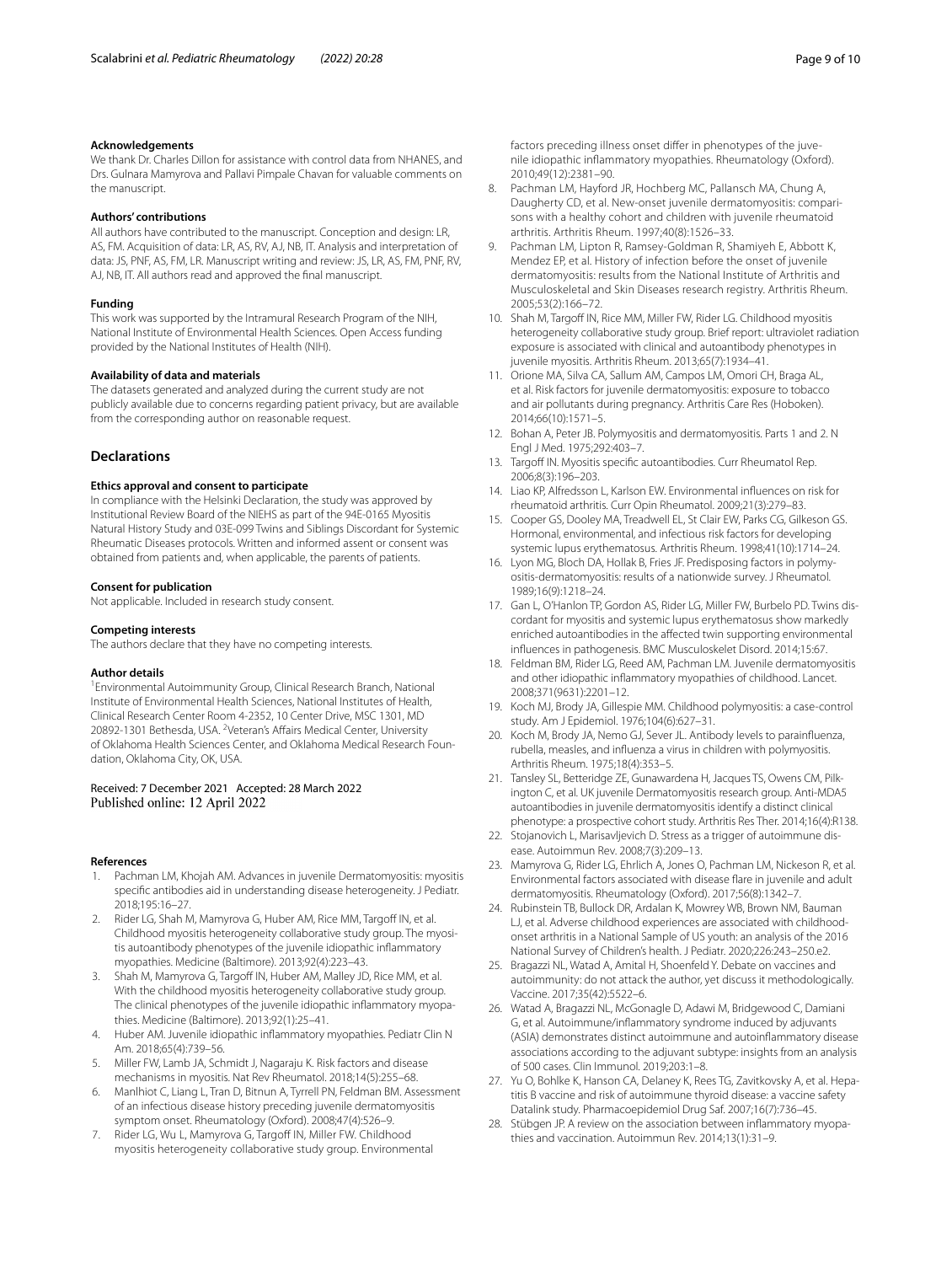#### Acknowledgements

We thank Dr. Charles Dillon for assistance with control data from NHANES, and Drs. Gulnara Mamyrova and Pallavi Pimpale Chavan for valuable comments on the manuscript.

#### Authors' contributions

All authors have contributed to the manuscript. Conception and design: LR, AS, FM. Acquisition of data: LR, AS, RV, AJ, NB, IT. Analysis and interpretation of data: JS, PNF, AS, FM, LR. Manuscript writing and review: JS, LR, AS, FM, PNF, RV, AJ, NB, IT. All authors read and approved the final manuscript.

#### Funding

This work was supported by the Intramural Research Program of the NIH, National Institute of Environmental Health Sciences. Open Access funding provided by the National Institutes of Health (NIH).

#### Availability of data and materials

The datasets generated and analyzed during the current study are not publicly available due to concerns regarding patient privacy, but are available from the corresponding author on reasonable request.

## Declarations

#### Ethics approval and consent to participate

In compliance with the Helsinki Declaration, the study was approved by Institutional Review Board of the NIEHS as part of the 94E-0165 Myositis Natural History Study and 03E-099 Twins and Siblings Discordant for Systemic Rheumatic Diseases protocols. Written and informed assent or consent was obtained from patients and, when applicable, the parents of patients.

#### Consent for publication

Not applicable. Included in research study consent.

#### Competing interests

The authors declare that they have no competing interests.

#### Author details

[1]Environmental Autoimmunity Group, Clinical Research Branch, National Institute of Environmental Health Sciences, National Institutes of Health, Clinical Research Center Room 4-2352, 10 Center Drive, MSC 1301, MD 20892-1301 Bethesda, USA. [2]Veteran's Affairs Medical Center, University of Oklahoma Health Sciences Center, and Oklahoma Medical Research Foundation, Oklahoma City, OK, USA.

Received: 7 December 2021 Accepted: 28 March 2022
Published online: 12 April 2022

#### References

1. Pachman LM, Khojah AM. Advances in juvenile Dermatomyositis: myositis specific antibodies aid in understanding disease heterogeneity. J Pediatr. 2018;195:16–27.
2. Rider LG, Shah M, Mamyrova G, Huber AM, Rice MM, Targoff IN, et al. Childhood myositis heterogeneity collaborative study group. The myositis autoantibody phenotypes of the juvenile idiopathic inflammatory myopathies. Medicine (Baltimore). 2013;92(4):223–43.
3. Shah M, Mamyrova G, Targoff IN, Huber AM, Malley JD, Rice MM, et al. With the childhood myositis heterogeneity collaborative study group. The clinical phenotypes of the juvenile idiopathic inflammatory myopathies. Medicine (Baltimore). 2013;92(1):25–41.
4. Huber AM. Juvenile idiopathic inflammatory myopathies. Pediatr Clin N Am. 2018;65(4):739–56.
5. Miller FW, Lamb JA, Schmidt J, Nagaraju K. Risk factors and disease mechanisms in myositis. Nat Rev Rheumatol. 2018;14(5):255–68.
6. Manlhiot C, Liang L, Tran D, Bitnun A, Tyrrell PN, Feldman BM. Assessment of an infectious disease history preceding juvenile dermatomyositis symptom onset. Rheumatology (Oxford). 2008;47(4):526–9.
7. Rider LG, Wu L, Mamyrova G, Targoff IN, Miller FW. Childhood myositis heterogeneity collaborative study group. Environmental factors preceding illness onset differ in phenotypes of the juvenile idiopathic inflammatory myopathies. Rheumatology (Oxford). 2010;49(12):2381–90.
8. Pachman LM, Hayford JR, Hochberg MC, Pallansch MA, Chung A, Daugherty CD, et al. New-onset juvenile dermatomyositis: comparisons with a healthy cohort and children with juvenile rheumatoid arthritis. Arthritis Rheum. 1997;40(8):1526–33.
9. Pachman LM, Lipton R, Ramsey-Goldman R, Shamiyeh E, Abbott K, Mendez EP, et al. History of infection before the onset of juvenile dermatomyositis: results from the National Institute of Arthritis and Musculoskeletal and Skin Diseases research registry. Arthritis Rheum. 2005;53(2):166–72.
10. Shah M, Targoff IN, Rice MM, Miller FW, Rider LG. Childhood myositis heterogeneity collaborative study group. Brief report: ultraviolet radiation exposure is associated with clinical and autoantibody phenotypes in juvenile myositis. Arthritis Rheum. 2013;65(7):1934–41.
11. Orione MA, Silva CA, Sallum AM, Campos LM, Omori CH, Braga AL, et al. Risk factors for juvenile dermatomyositis: exposure to tobacco and air pollutants during pregnancy. Arthritis Care Res (Hoboken). 2014;66(10):1571–5.
12. Bohan A, Peter JB. Polymyositis and dermatomyositis. Parts 1 and 2. N Engl J Med. 1975;292:403–7.
13. Targoff IN. Myositis specific autoantibodies. Curr Rheumatol Rep. 2006;8(3):196–203.
14. Liao KP, Alfredsson L, Karlson EW. Environmental influences on risk for rheumatoid arthritis. Curr Opin Rheumatol. 2009;21(3):279–83.
15. Cooper GS, Dooley MA, Treadwell EL, St Clair EW, Parks CG, Gilkeson GS. Hormonal, environmental, and infectious risk factors for developing systemic lupus erythematosus. Arthritis Rheum. 1998;41(10):1714–24.
16. Lyon MG, Bloch DA, Hollak B, Fries JF. Predisposing factors in polymyositis-dermatomyositis: results of a nationwide survey. J Rheumatol. 1989;16(9):1218–24.
17. Gan L, O'Hanlon TP, Gordon AS, Rider LG, Miller FW, Burbelo PD. Twins discordant for myositis and systemic lupus erythematosus show markedly enriched autoantibodies in the affected twin supporting environmental influences in pathogenesis. BMC Musculoskelet Disord. 2014;15:67.
18. Feldman BM, Rider LG, Reed AM, Pachman LM. Juvenile dermatomyositis and other idiopathic inflammatory myopathies of childhood. Lancet. 2008;371(9631):2201–12.
19. Koch MJ, Brody JA, Gillespie MM. Childhood polymyositis: a case-control study. Am J Epidemiol. 1976;104(6):627–31.
20. Koch M, Brody JA, Nemo GJ, Sever JL. Antibody levels to parainfluenza, rubella, measles, and influenza a virus in children with polymyositis. Arthritis Rheum. 1975;18(4):353–5.
21. Tansley SL, Betteridge ZE, Gunawardena H, Jacques TS, Owens CM, Pilkington C, et al. UK juvenile Dermatomyositis research group. Anti-MDA5 autoantibodies in juvenile dermatomyositis identify a distinct clinical phenotype: a prospective cohort study. Arthritis Res Ther. 2014;16(4):R138.
22. Stojanovich L, Marisavljevich D. Stress as a trigger of autoimmune disease. Autoimmun Rev. 2008;7(3):209–13.
23. Mamyrova G, Rider LG, Ehrlich A, Jones O, Pachman LM, Nickeson R, et al. Environmental factors associated with disease flare in juvenile and adult dermatomyositis. Rheumatology (Oxford). 2017;56(8):1342–7.
24. Rubinstein TB, Bullock DR, Ardalan K, Mowrey WB, Brown NM, Bauman LJ, et al. Adverse childhood experiences are associated with childhood-onset arthritis in a National Sample of US youth: an analysis of the 2016 National Survey of Children's health. J Pediatr. 2020;226:243–250.e2.
25. Bragazzi NL, Watad A, Amital H, Shoenfeld Y. Debate on vaccines and autoimmunity: do not attack the author, yet discuss it methodologically. Vaccine. 2017;35(42):5522–6.
26. Watad A, Bragazzi NL, McGonagle D, Adawi M, Bridgewood C, Damiani G, et al. Autoimmune/inflammatory syndrome induced by adjuvants (ASIA) demonstrates distinct autoimmune and autoinflammatory disease associations according to the adjuvant subtype: insights from an analysis of 500 cases. Clin Immunol. 2019;203:1–8.
27. Yu O, Bohlke K, Hanson CA, Delaney K, Rees TG, Zavitkovsky A, et al. Hepatitis B vaccine and risk of autoimmune thyroid disease: a vaccine safety Datalink study. Pharmacoepidemiol Drug Saf. 2007;16(7):736–45.
28. Stübgen JP. A review on the association between inflammatory myopathies and vaccination. Autoimmun Rev. 2014;13(1):31–9.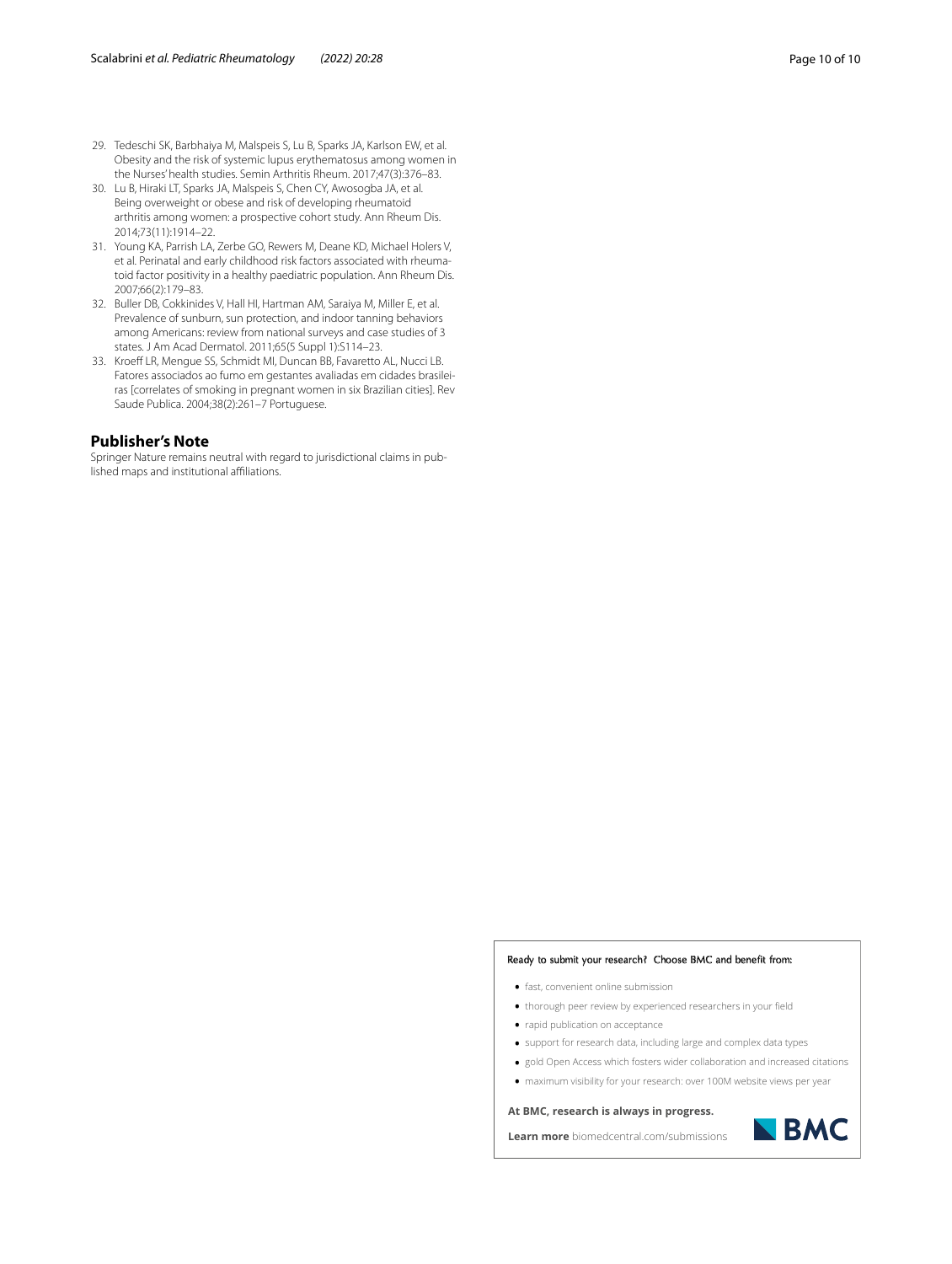29. Tedeschi SK, Barbhaiya M, Malspeis S, Lu B, Sparks JA, Karlson EW, et al. Obesity and the risk of systemic lupus erythematosus among women in the Nurses' health studies. Semin Arthritis Rheum. 2017;47(3):376–83.
30. Lu B, Hiraki LT, Sparks JA, Malspeis S, Chen CY, Awosogba JA, et al. Being overweight or obese and risk of developing rheumatoid arthritis among women: a prospective cohort study. Ann Rheum Dis. 2014;73(11):1914–22.
31. Young KA, Parrish LA, Zerbe GO, Rewers M, Deane KD, Michael Holers V, et al. Perinatal and early childhood risk factors associated with rheumatoid factor positivity in a healthy paediatric population. Ann Rheum Dis. 2007;66(2):179–83.
32. Buller DB, Cokkinides V, Hall HI, Hartman AM, Saraiya M, Miller E, et al. Prevalence of sunburn, sun protection, and indoor tanning behaviors among Americans: review from national surveys and case studies of 3 states. J Am Acad Dermatol. 2011;65(5 Suppl 1):S114–23.
33. Kroeff LR, Mengue SS, Schmidt MI, Duncan BB, Favaretto AL, Nucci LB. Fatores associados ao fumo em gestantes avaliadas em cidades brasileiras [correlates of smoking in pregnant women in six Brazilian cities]. Rev Saude Publica. 2004;38(2):261–7 Portuguese.

## Publisher's Note

Springer Nature remains neutral with regard to jurisdictional claims in published maps and institutional affiliations.

Ready to submit your research? Choose BMC and benefit from:

- fast, convenient online submission
- thorough peer review by experienced researchers in your field
- rapid publication on acceptance
- support for research data, including large and complex data types
- gold Open Access which fosters wider collaboration and increased citations
- maximum visibility for your research: over 100M website views per year

**At BMC, research is always in progress.**

**Learn more** biomedcentral.com/submissions

BMC